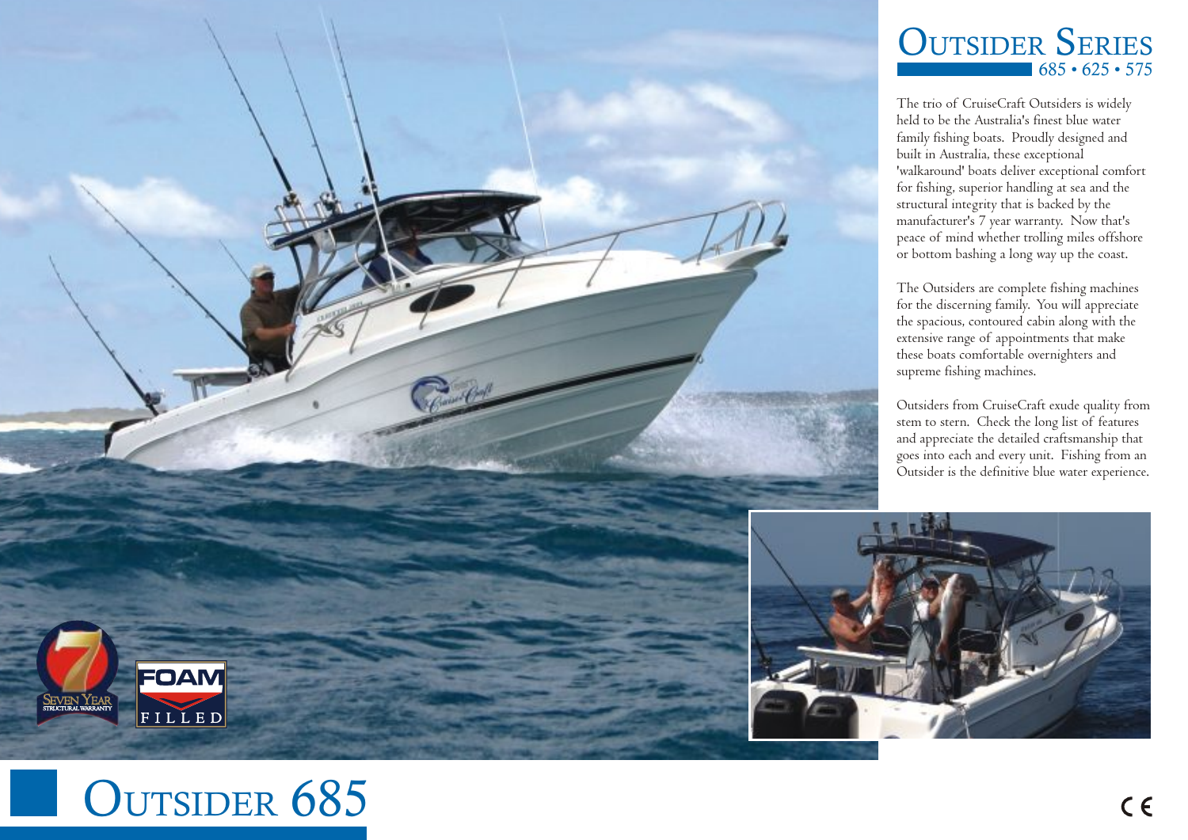# Outsider Series

685 • 625 • 575

The trio of CruiseCraft Outsiders is widely held to be the Australia's finest blue water family fishing boats. Proudly designed and built in Australia, these exceptional 'walkaround' boats deliver exceptional comfort for fishing, superior handling at sea and the structural integrity that is backed by the manufacturer's 7 year warranty. Now that's peace of mind whether trolling miles offshore or bottom bashing a long way up the coast.

The Outsiders are complete fishing machines for the discerning family. You will appreciate the spacious, contoured cabin along with the extensive range of appointments that make these boats comfortable overnighters and supreme fishing machines.

Outsiders from CruiseCraft exude quality from stem to stern. Check the long list of features and appreciate the detailed craftsmanship that goes into each and every unit. Fishing from an Outsider is the definitive blue water experience.

Seven Year Structural Warranty

Foam Filled

# Outsider 685

CE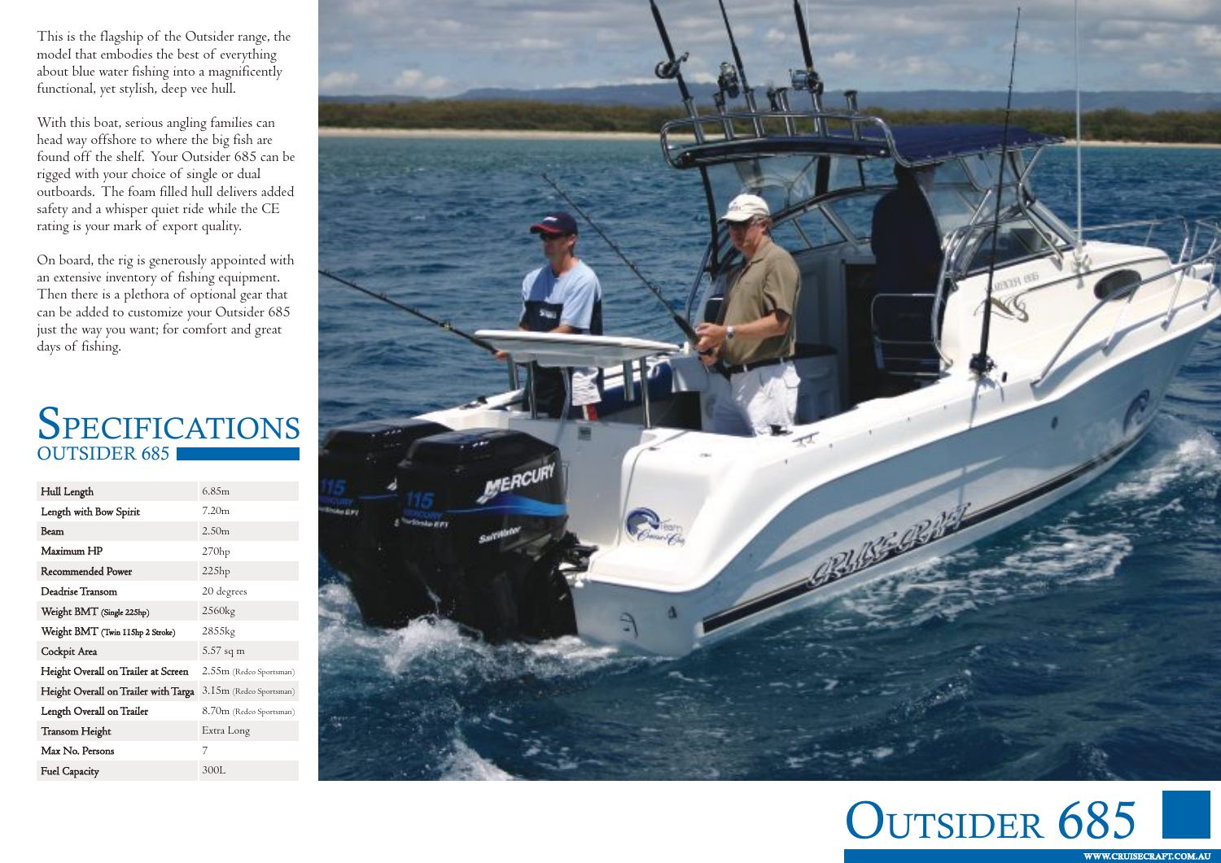This is the flagship of the Outsider range, the model that embodies the best of everything about blue water fishing into a magnificently functional, yet stylish, deep vee hull.

With this boat, serious angling families can head way offshore to where the big fish are found off the shelf. Your Outsider 685 can be rigged with your choice of single or dual outboards. The foam filled hull delivers added safety and a whisper quiet ride while the CE rating is your mark of export quality.

On board, the rig is generously appointed with an extensive inventory of fishing equipment. Then there is a plethora of optional gear that can be added to customize your Outsider 685 just the way you want; for comfort and great days of fishing.

# Specifications

## Outsider 685

| | |
|---|---|
| Hull Length | 6.85m |
| Length with Bow Spirit | 7.20m |
| Beam | 2.50m |
| Maximum HP | 270hp |
| Recommended Power | 225hp |
| Deadrise Transom | 20 degrees |
| Weight BMT (Single 225hp) | 2560kg |
| Weight BMT (Twin 115hp 2 Stroke) | 2855kg |
| Cockpit Area | 5.57 sq m |
| Height Overall on Trailer at Screen | 2.55m (Redco Sportsman) |
| Height Overall on Trailer with Targa | 3.15m (Redco Sportsman) |
| Length Overall on Trailer | 8.70m (Redco Sportsman) |
| Transom Height | Extra Long |
| Max No. Persons | 7 |
| Fuel Capacity | 300L |

# Outsider 685

WWW.CRUISECRAFT.COM.AU